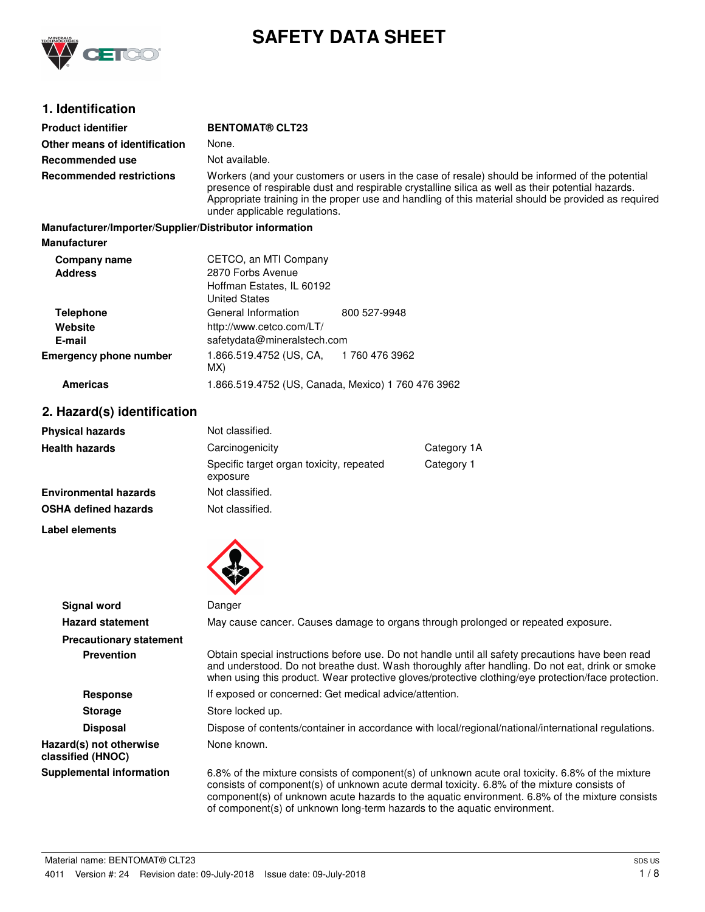# SAFETY DATA SHEET

## 1. Identification

| | |
|---|---|
| **Product identifier** | **BENTOMAT® CLT23** |
| **Other means of identification** | None. |
| **Recommended use** | Not available. |
| **Recommended restrictions** | Workers (and your customers or users in the case of resale) should be informed of the potential presence of respirable dust and respirable crystalline silica as well as their potential hazards. Appropriate training in the proper use and handling of this material should be provided as required under applicable regulations. |

**Manufacturer/Importer/Supplier/Distributor information**

**Manufacturer**

| | | |
|---|---|---|
| **Company name** | CETCO, an MTI Company | |
| **Address** | 2870 Forbs Avenue<br>Hoffman Estates, IL 60192<br>United States | |
| **Telephone** | General Information | 800 527-9948 |
| **Website** | http://www.cetco.com/LT/ | |
| **E-mail** | safetydata@mineralstech.com | |
| **Emergency phone number** | 1.866.519.4752 (US, CA, MX) | 1 760 476 3962 |
| **Americas** | 1.866.519.4752 (US, Canada, Mexico) 1 760 476 3962 | |

## 2. Hazard(s) identification

| | | |
|---|---|---|
| **Physical hazards** | Not classified. | |
| **Health hazards** | Carcinogenicity | Category 1A |
| | Specific target organ toxicity, repeated exposure | Category 1 |
| **Environmental hazards** | Not classified. | |
| **OSHA defined hazards** | Not classified. | |

**Label elements**

**Signal word** Danger

**Hazard statement** May cause cancer. Causes damage to organs through prolonged or repeated exposure.

**Precautionary statement**

**Prevention** Obtain special instructions before use. Do not handle until all safety precautions have been read and understood. Do not breathe dust. Wash thoroughly after handling. Do not eat, drink or smoke when using this product. Wear protective gloves/protective clothing/eye protection/face protection.

**Response** If exposed or concerned: Get medical advice/attention.

**Storage** Store locked up.

**Disposal** Dispose of contents/container in accordance with local/regional/national/international regulations.

**Hazard(s) not otherwise classified (HNOC)** None known.

**Supplemental information** 6.8% of the mixture consists of component(s) of unknown acute oral toxicity. 6.8% of the mixture consists of component(s) of unknown acute dermal toxicity. 6.8% of the mixture consists of component(s) of unknown acute hazards to the aquatic environment. 6.8% of the mixture consists of component(s) of unknown long-term hazards to the aquatic environment.

Material name: BENTOMAT® CLT23

4011 Version #: 24 Revision date: 09-July-2018 Issue date: 09-July-2018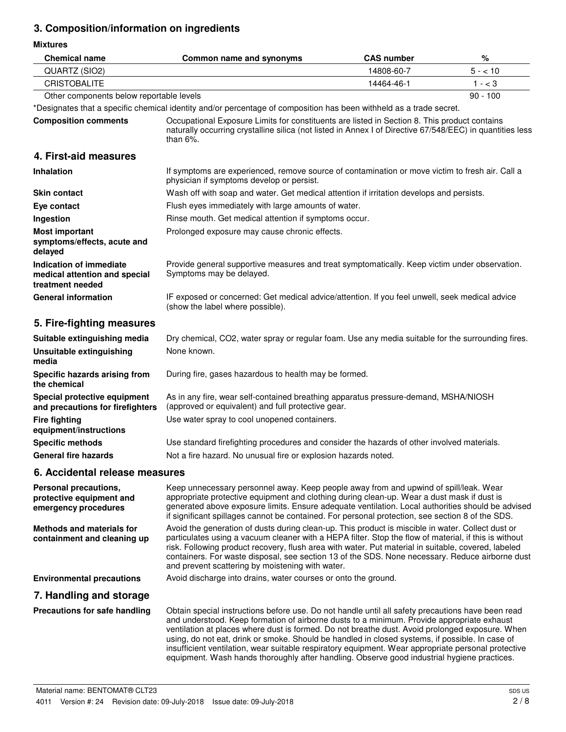## 3. Composition/information on ingredients

**Mixtures**

| Chemical name | Common name and synonyms | CAS number | % |
|---|---|---|---|
| QUARTZ (SIO2) | | 14808-60-7 | 5 - < 10 |
| CRISTOBALITE | | 14464-46-1 | 1 - < 3 |
| Other components below reportable levels | | | 90 - 100 |

*Designates that a specific chemical identity and/or percentage of composition has been withheld as a trade secret.

**Composition comments** Occupational Exposure Limits for constituents are listed in Section 8. This product contains naturally occurring crystalline silica (not listed in Annex I of Directive 67/548/EEC) in quantities less than 6%.

## 4. First-aid measures

**Inhalation** If symptoms are experienced, remove source of contamination or move victim to fresh air. Call a physician if symptoms develop or persist.

**Skin contact** Wash off with soap and water. Get medical attention if irritation develops and persists.

**Eye contact** Flush eyes immediately with large amounts of water.

**Ingestion** Rinse mouth. Get medical attention if symptoms occur.

**Most important symptoms/effects, acute and delayed** Prolonged exposure may cause chronic effects.

**Indication of immediate medical attention and special treatment needed** Provide general supportive measures and treat symptomatically. Keep victim under observation. Symptoms may be delayed.

**General information** IF exposed or concerned: Get medical advice/attention. If you feel unwell, seek medical advice (show the label where possible).

## 5. Fire-fighting measures

**Suitable extinguishing media** Dry chemical, CO2, water spray or regular foam. Use any media suitable for the surrounding fires.

**Unsuitable extinguishing media** None known.

**Specific hazards arising from the chemical** During fire, gases hazardous to health may be formed.

**Special protective equipment and precautions for firefighters** As in any fire, wear self-contained breathing apparatus pressure-demand, MSHA/NIOSH (approved or equivalent) and full protective gear.

**Fire fighting equipment/instructions** Use water spray to cool unopened containers.

**Specific methods** Use standard firefighting procedures and consider the hazards of other involved materials.

**General fire hazards** Not a fire hazard. No unusual fire or explosion hazards noted.

## 6. Accidental release measures

**Personal precautions, protective equipment and emergency procedures** Keep unnecessary personnel away. Keep people away from and upwind of spill/leak. Wear appropriate protective equipment and clothing during clean-up. Wear a dust mask if dust is generated above exposure limits. Ensure adequate ventilation. Local authorities should be advised if significant spillages cannot be contained. For personal protection, see section 8 of the SDS.

**Methods and materials for containment and cleaning up** Avoid the generation of dusts during clean-up. This product is miscible in water. Collect dust or particulates using a vacuum cleaner with a HEPA filter. Stop the flow of material, if this is without risk. Following product recovery, flush area with water. Put material in suitable, covered, labeled containers. For waste disposal, see section 13 of the SDS. None necessary. Reduce airborne dust and prevent scattering by moistening with water.

**Environmental precautions** Avoid discharge into drains, water courses or onto the ground.

## 7. Handling and storage

**Precautions for safe handling** Obtain special instructions before use. Do not handle until all safety precautions have been read and understood. Keep formation of airborne dusts to a minimum. Provide appropriate exhaust ventilation at places where dust is formed. Do not breathe dust. Avoid prolonged exposure. When using, do not eat, drink or smoke. Should be handled in closed systems, if possible. In case of insufficient ventilation, wear suitable respiratory equipment. Wear appropriate personal protective equipment. Wash hands thoroughly after handling. Observe good industrial hygiene practices.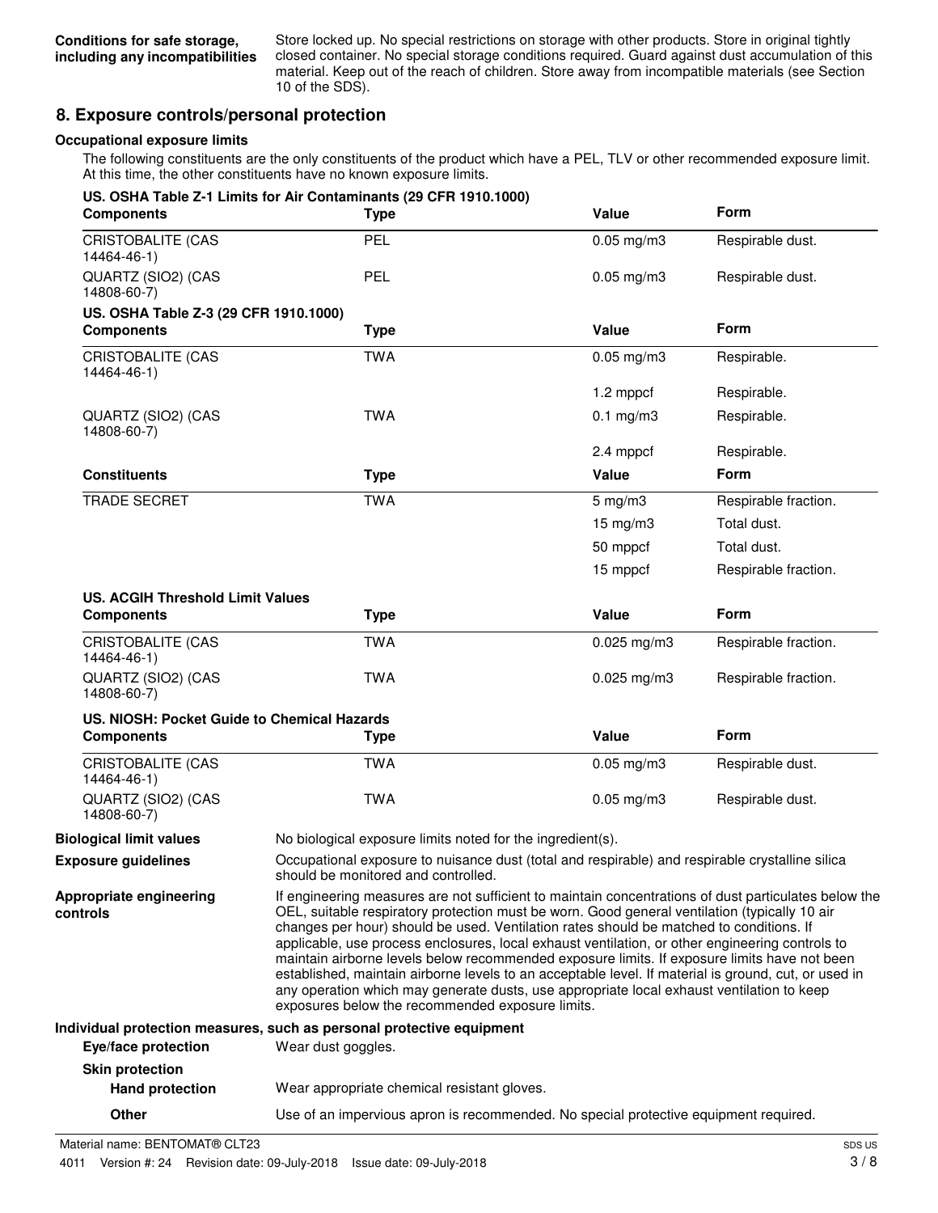**Conditions for safe storage, including any incompatibilities**
Store locked up. No special restrictions on storage with other products. Store in original tightly closed container. No special storage conditions required. Guard against dust accumulation of this material. Keep out of the reach of children. Store away from incompatible materials (see Section 10 of the SDS).

## 8. Exposure controls/personal protection

### Occupational exposure limits

The following constituents are the only constituents of the product which have a PEL, TLV or other recommended exposure limit. At this time, the other constituents have no known exposure limits.

**US. OSHA Table Z-1 Limits for Air Contaminants (29 CFR 1910.1000)**

| Components | Type | Value | Form |
|---|---|---|---|
| CRISTOBALITE (CAS 14464-46-1) | PEL | 0.05 mg/m3 | Respirable dust. |
| QUARTZ (SIO2) (CAS 14808-60-7) | PEL | 0.05 mg/m3 | Respirable dust. |

**US. OSHA Table Z-3 (29 CFR 1910.1000)**

| Components | Type | Value | Form |
|---|---|---|---|
| CRISTOBALITE (CAS 14464-46-1) | TWA | 0.05 mg/m3 | Respirable. |
| | | 1.2 mppcf | Respirable. |
| QUARTZ (SIO2) (CAS 14808-60-7) | TWA | 0.1 mg/m3 | Respirable. |
| | | 2.4 mppcf | Respirable. |

| Constituents | Type | Value | Form |
|---|---|---|---|
| TRADE SECRET | TWA | 5 mg/m3 | Respirable fraction. |
| | | 15 mg/m3 | Total dust. |
| | | 50 mppcf | Total dust. |
| | | 15 mppcf | Respirable fraction. |

**US. ACGIH Threshold Limit Values**

| Components | Type | Value | Form |
|---|---|---|---|
| CRISTOBALITE (CAS 14464-46-1) | TWA | 0.025 mg/m3 | Respirable fraction. |
| QUARTZ (SIO2) (CAS 14808-60-7) | TWA | 0.025 mg/m3 | Respirable fraction. |

**US. NIOSH: Pocket Guide to Chemical Hazards**

| Components | Type | Value | Form |
|---|---|---|---|
| CRISTOBALITE (CAS 14464-46-1) | TWA | 0.05 mg/m3 | Respirable dust. |
| QUARTZ (SIO2) (CAS 14808-60-7) | TWA | 0.05 mg/m3 | Respirable dust. |

**Biological limit values**
No biological exposure limits noted for the ingredient(s).

**Exposure guidelines**
Occupational exposure to nuisance dust (total and respirable) and respirable crystalline silica should be monitored and controlled.

**Appropriate engineering controls**
If engineering measures are not sufficient to maintain concentrations of dust particulates below the OEL, suitable respiratory protection must be worn. Good general ventilation (typically 10 air changes per hour) should be used. Ventilation rates should be matched to conditions. If applicable, use process enclosures, local exhaust ventilation, or other engineering controls to maintain airborne levels below recommended exposure limits. If exposure limits have not been established, maintain airborne levels to an acceptable level. If material is ground, cut, or used in any operation which may generate dusts, use appropriate local exhaust ventilation to keep exposures below the recommended exposure limits.

### Individual protection measures, such as personal protective equipment

**Eye/face protection**
Wear dust goggles.

**Skin protection**

**Hand protection**
Wear appropriate chemical resistant gloves.

**Other**
Use of an impervious apron is recommended. No special protective equipment required.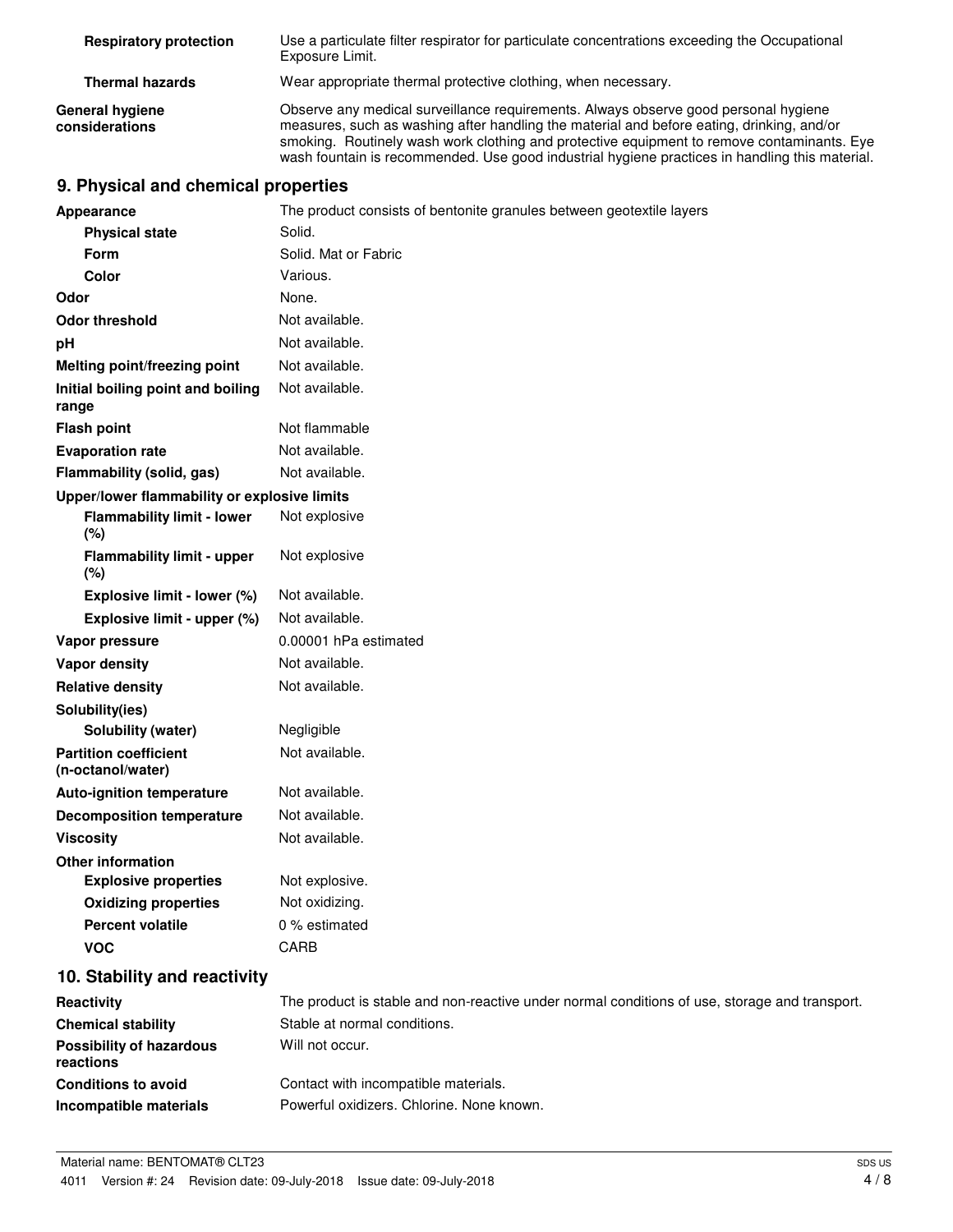| | |
|---|---|
| **Respiratory protection** | Use a particulate filter respirator for particulate concentrations exceeding the Occupational Exposure Limit. |
| **Thermal hazards** | Wear appropriate thermal protective clothing, when necessary. |
| **General hygiene considerations** | Observe any medical surveillance requirements. Always observe good personal hygiene measures, such as washing after handling the material and before eating, drinking, and/or smoking. Routinely wash work clothing and protective equipment to remove contaminants. Eye wash fountain is recommended. Use good industrial hygiene practices in handling this material. |

## 9. Physical and chemical properties

| | |
|---|---|
| **Appearance** | The product consists of bentonite granules between geotextile layers |
| **Physical state** | Solid. |
| **Form** | Solid. Mat or Fabric |
| **Color** | Various. |
| **Odor** | None. |
| **Odor threshold** | Not available. |
| **pH** | Not available. |
| **Melting point/freezing point** | Not available. |
| **Initial boiling point and boiling range** | Not available. |
| **Flash point** | Not flammable |
| **Evaporation rate** | Not available. |
| **Flammability (solid, gas)** | Not available. |
| **Upper/lower flammability or explosive limits** | |
| **Flammability limit - lower (%)** | Not explosive |
| **Flammability limit - upper (%)** | Not explosive |
| **Explosive limit - lower (%)** | Not available. |
| **Explosive limit - upper (%)** | Not available. |
| **Vapor pressure** | 0.00001 hPa estimated |
| **Vapor density** | Not available. |
| **Relative density** | Not available. |
| **Solubility(ies)** | |
| **Solubility (water)** | Negligible |
| **Partition coefficient (n-octanol/water)** | Not available. |
| **Auto-ignition temperature** | Not available. |
| **Decomposition temperature** | Not available. |
| **Viscosity** | Not available. |
| **Other information** | |
| **Explosive properties** | Not explosive. |
| **Oxidizing properties** | Not oxidizing. |
| **Percent volatile** | 0 % estimated |
| **VOC** | CARB |

## 10. Stability and reactivity

| | |
|---|---|
| **Reactivity** | The product is stable and non-reactive under normal conditions of use, storage and transport. |
| **Chemical stability** | Stable at normal conditions. |
| **Possibility of hazardous reactions** | Will not occur. |
| **Conditions to avoid** | Contact with incompatible materials. |
| **Incompatible materials** | Powerful oxidizers. Chlorine. None known. |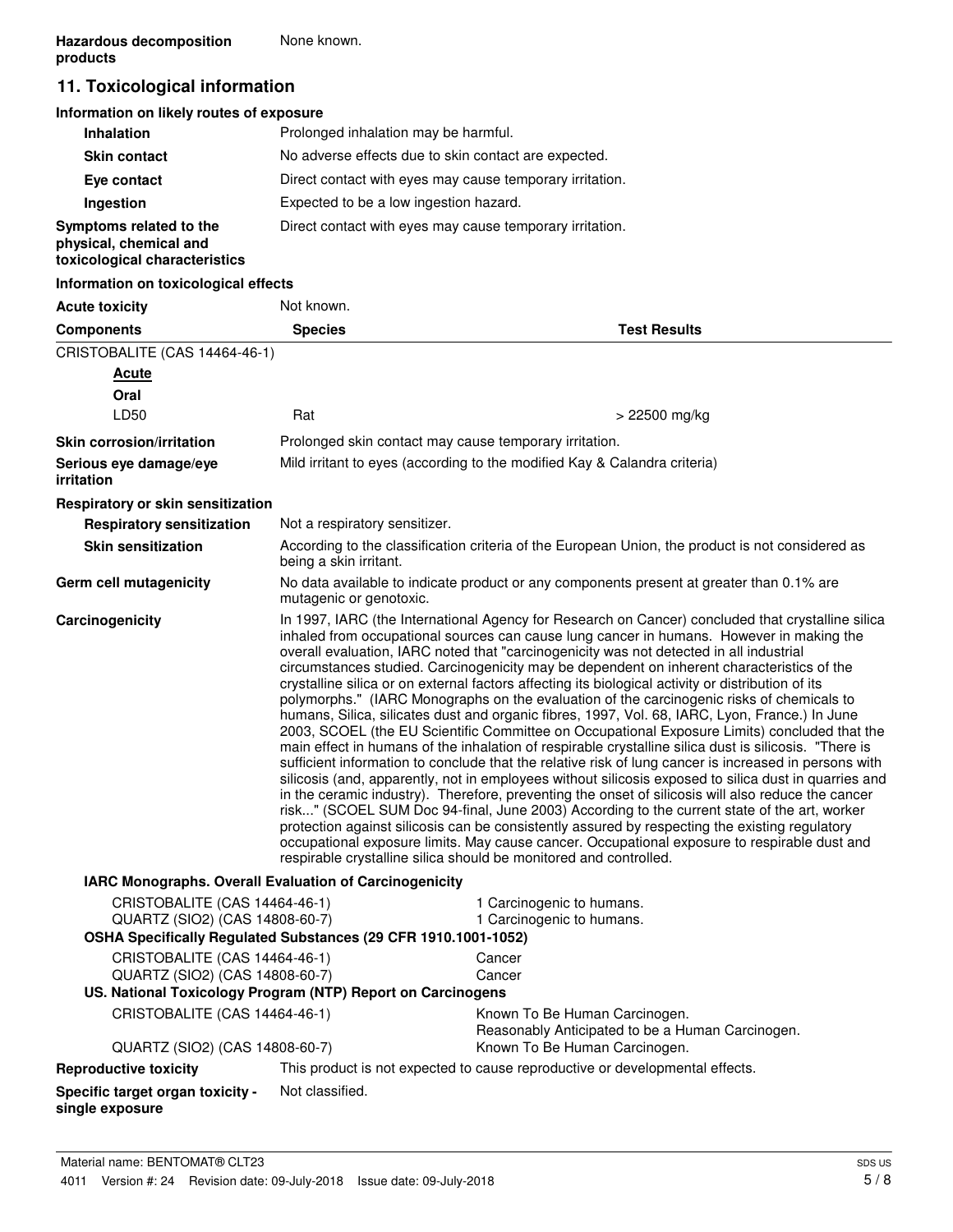**Hazardous decomposition products** None known.

## 11. Toxicological information

### Information on likely routes of exposure

| | |
|---|---|
| **Inhalation** | Prolonged inhalation may be harmful. |
| **Skin contact** | No adverse effects due to skin contact are expected. |
| **Eye contact** | Direct contact with eyes may cause temporary irritation. |
| **Ingestion** | Expected to be a low ingestion hazard. |
| **Symptoms related to the physical, chemical and toxicological characteristics** | Direct contact with eyes may cause temporary irritation. |

### Information on toxicological effects

**Acute toxicity** Not known.

| Components | Species | Test Results |
|---|---|---|
| CRISTOBALITE (CAS 14464-46-1) | | |
| ***Acute*** | | |
| **Oral** | | |
| LD50 | Rat | > 22500 mg/kg |

**Skin corrosion/irritation** Prolonged skin contact may cause temporary irritation.

**Serious eye damage/eye irritation** Mild irritant to eyes (according to the modified Kay & Calandra criteria)

**Respiratory or skin sensitization**

**Respiratory sensitization** Not a respiratory sensitizer.

**Skin sensitization** According to the classification criteria of the European Union, the product is not considered as being a skin irritant.

**Germ cell mutagenicity** No data available to indicate product or any components present at greater than 0.1% are mutagenic or genotoxic.

**Carcinogenicity** In 1997, IARC (the International Agency for Research on Cancer) concluded that crystalline silica inhaled from occupational sources can cause lung cancer in humans. However in making the overall evaluation, IARC noted that "carcinogenicity was not detected in all industrial circumstances studied. Carcinogenicity may be dependent on inherent characteristics of the crystalline silica or on external factors affecting its biological activity or distribution of its polymorphs." (IARC Monographs on the evaluation of the carcinogenic risks of chemicals to humans, Silica, silicates dust and organic fibres, 1997, Vol. 68, IARC, Lyon, France.) In June 2003, SCOEL (the EU Scientific Committee on Occupational Exposure Limits) concluded that the main effect in humans of the inhalation of respirable crystalline silica dust is silicosis. "There is sufficient information to conclude that the relative risk of lung cancer is increased in persons with silicosis (and, apparently, not in employees without silicosis exposed to silica dust in quarries and in the ceramic industry). Therefore, preventing the onset of silicosis will also reduce the cancer risk..." (SCOEL SUM Doc 94-final, June 2003) According to the current state of the art, worker protection against silicosis can be consistently assured by respecting the existing regulatory occupational exposure limits. May cause cancer. Occupational exposure to respirable dust and respirable crystalline silica should be monitored and controlled.

**IARC Monographs. Overall Evaluation of Carcinogenicity**

| | |
|---|---|
| CRISTOBALITE (CAS 14464-46-1) | 1 Carcinogenic to humans. |
| QUARTZ (SIO2) (CAS 14808-60-7) | 1 Carcinogenic to humans. |

**OSHA Specifically Regulated Substances (29 CFR 1910.1001-1052)**

| | |
|---|---|
| CRISTOBALITE (CAS 14464-46-1) | Cancer |
| QUARTZ (SIO2) (CAS 14808-60-7) | Cancer |

**US. National Toxicology Program (NTP) Report on Carcinogens**

| | |
|---|---|
| CRISTOBALITE (CAS 14464-46-1) | Known To Be Human Carcinogen.<br>Reasonably Anticipated to be a Human Carcinogen. |
| QUARTZ (SIO2) (CAS 14808-60-7) | Known To Be Human Carcinogen. |

**Reproductive toxicity** This product is not expected to cause reproductive or developmental effects.

**Specific target organ toxicity - single exposure** Not classified.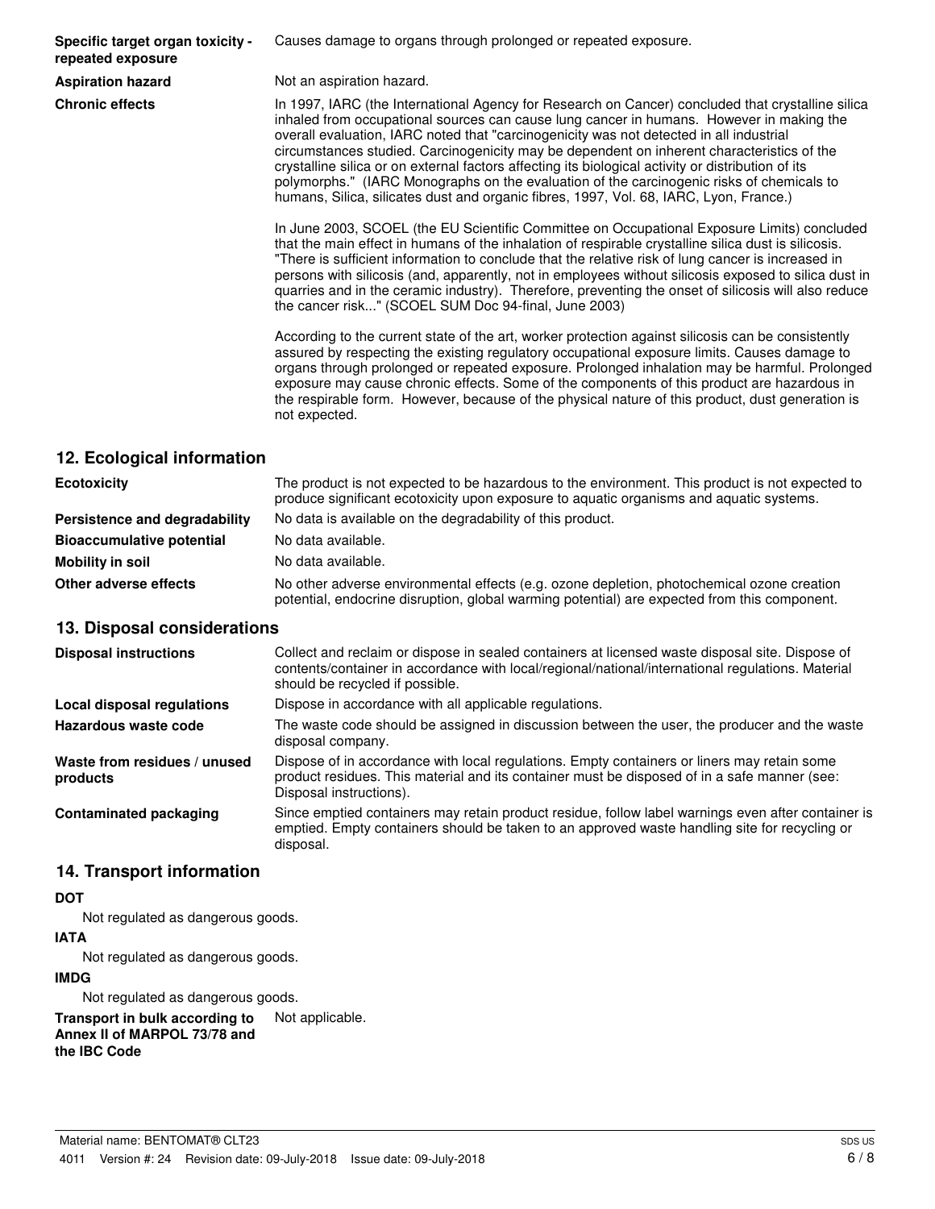| | |
|---|---|
| **Specific target organ toxicity - repeated exposure** | Causes damage to organs through prolonged or repeated exposure. |
| **Aspiration hazard** | Not an aspiration hazard. |
| **Chronic effects** | In 1997, IARC (the International Agency for Research on Cancer) concluded that crystalline silica inhaled from occupational sources can cause lung cancer in humans. However in making the overall evaluation, IARC noted that "carcinogenicity was not detected in all industrial circumstances studied. Carcinogenicity may be dependent on inherent characteristics of the crystalline silica or on external factors affecting its biological activity or distribution of its polymorphs." (IARC Monographs on the evaluation of the carcinogenic risks of chemicals to humans, Silica, silicates dust and organic fibres, 1997, Vol. 68, IARC, Lyon, France.)<br><br>In June 2003, SCOEL (the EU Scientific Committee on Occupational Exposure Limits) concluded that the main effect in humans of the inhalation of respirable crystalline silica dust is silicosis. "There is sufficient information to conclude that the relative risk of lung cancer is increased in persons with silicosis (and, apparently, not in employees without silicosis exposed to silica dust in quarries and in the ceramic industry). Therefore, preventing the onset of silicosis will also reduce the cancer risk..." (SCOEL SUM Doc 94-final, June 2003)<br><br>According to the current state of the art, worker protection against silicosis can be consistently assured by respecting the existing regulatory occupational exposure limits. Causes damage to organs through prolonged or repeated exposure. Prolonged inhalation may be harmful. Prolonged exposure may cause chronic effects. Some of the components of this product are hazardous in the respirable form. However, because of the physical nature of this product, dust generation is not expected. |

## 12. Ecological information

| | |
|---|---|
| **Ecotoxicity** | The product is not expected to be hazardous to the environment. This product is not expected to produce significant ecotoxicity upon exposure to aquatic organisms and aquatic systems. |
| **Persistence and degradability** | No data is available on the degradability of this product. |
| **Bioaccumulative potential** | No data available. |
| **Mobility in soil** | No data available. |
| **Other adverse effects** | No other adverse environmental effects (e.g. ozone depletion, photochemical ozone creation potential, endocrine disruption, global warming potential) are expected from this component. |

## 13. Disposal considerations

| | |
|---|---|
| **Disposal instructions** | Collect and reclaim or dispose in sealed containers at licensed waste disposal site. Dispose of contents/container in accordance with local/regional/national/international regulations. Material should be recycled if possible. |
| **Local disposal regulations** | Dispose in accordance with all applicable regulations. |
| **Hazardous waste code** | The waste code should be assigned in discussion between the user, the producer and the waste disposal company. |
| **Waste from residues / unused products** | Dispose of in accordance with local regulations. Empty containers or liners may retain some product residues. This material and its container must be disposed of in a safe manner (see: Disposal instructions). |
| **Contaminated packaging** | Since emptied containers may retain product residue, follow label warnings even after container is emptied. Empty containers should be taken to an approved waste handling site for recycling or disposal. |

## 14. Transport information

**DOT**

Not regulated as dangerous goods.

**IATA**

Not regulated as dangerous goods.

**IMDG**

Not regulated as dangerous goods.

**Transport in bulk according to Annex II of MARPOL 73/78 and the IBC Code** Not applicable.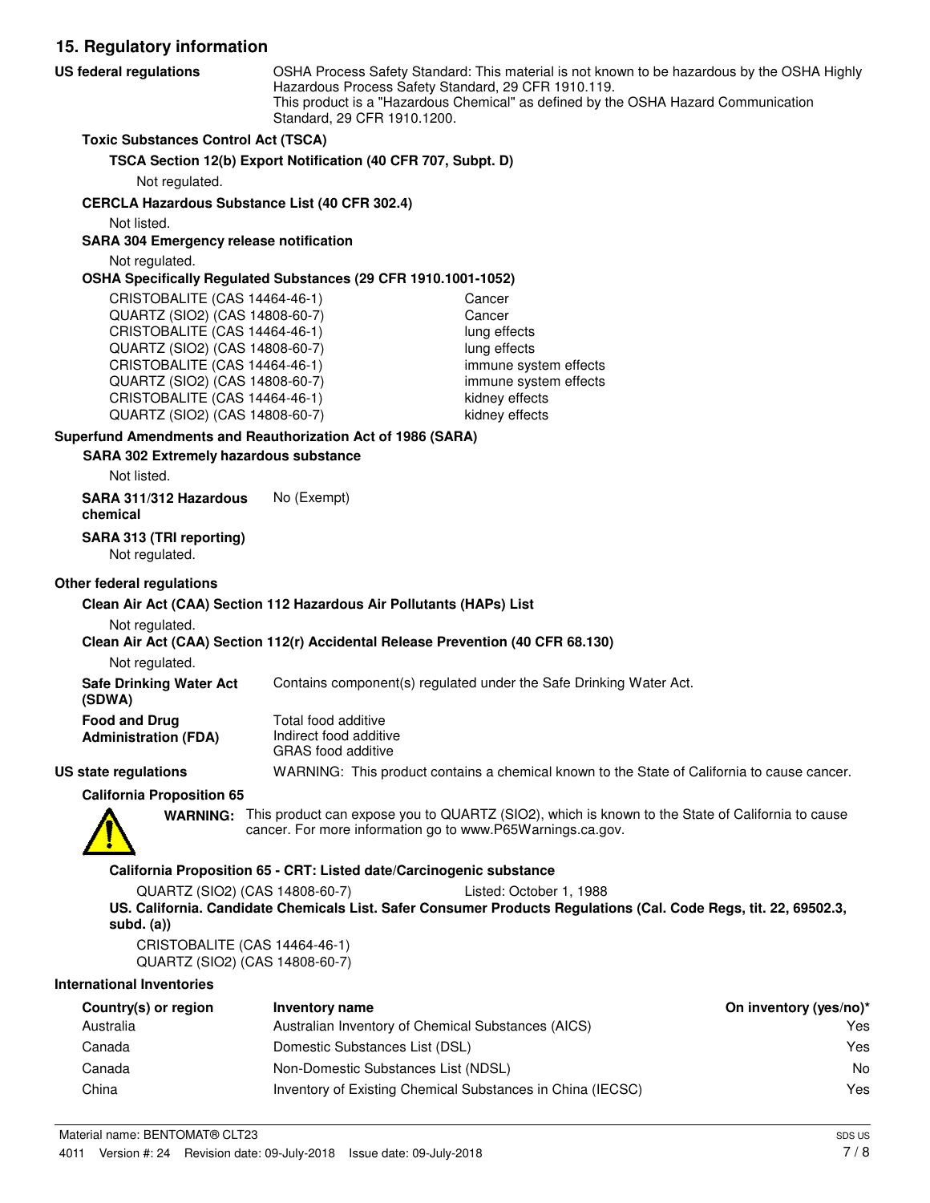## 15. Regulatory information

**US federal regulations**

OSHA Process Safety Standard: This material is not known to be hazardous by the OSHA Highly Hazardous Process Safety Standard, 29 CFR 1910.119.
This product is a "Hazardous Chemical" as defined by the OSHA Hazard Communication Standard, 29 CFR 1910.1200.

**Toxic Substances Control Act (TSCA)**

**TSCA Section 12(b) Export Notification (40 CFR 707, Subpt. D)**

Not regulated.

**CERCLA Hazardous Substance List (40 CFR 302.4)**

Not listed.

**SARA 304 Emergency release notification**

Not regulated.

**OSHA Specifically Regulated Substances (29 CFR 1910.1001-1052)**

| | |
|---|---|
| CRISTOBALITE (CAS 14464-46-1) | Cancer |
| QUARTZ (SIO2) (CAS 14808-60-7) | Cancer |
| CRISTOBALITE (CAS 14464-46-1) | lung effects |
| QUARTZ (SIO2) (CAS 14808-60-7) | lung effects |
| CRISTOBALITE (CAS 14464-46-1) | immune system effects |
| QUARTZ (SIO2) (CAS 14808-60-7) | immune system effects |
| CRISTOBALITE (CAS 14464-46-1) | kidney effects |
| QUARTZ (SIO2) (CAS 14808-60-7) | kidney effects |

**Superfund Amendments and Reauthorization Act of 1986 (SARA)**

**SARA 302 Extremely hazardous substance**

Not listed.

**SARA 311/312 Hazardous chemical** No (Exempt)

**SARA 313 (TRI reporting)**

Not regulated.

**Other federal regulations**

**Clean Air Act (CAA) Section 112 Hazardous Air Pollutants (HAPs) List**

Not regulated.

**Clean Air Act (CAA) Section 112(r) Accidental Release Prevention (40 CFR 68.130)**

Not regulated.

**Safe Drinking Water Act (SDWA)** Contains component(s) regulated under the Safe Drinking Water Act.

**Food and Drug Administration (FDA)** Total food additive
Indirect food additive
GRAS food additive

**US state regulations** WARNING: This product contains a chemical known to the State of California to cause cancer.

**California Proposition 65**

**WARNING:** This product can expose you to QUARTZ (SIO2), which is known to the State of California to cause cancer. For more information go to www.P65Warnings.ca.gov.

**California Proposition 65 - CRT: Listed date/Carcinogenic substance**

QUARTZ (SIO2) (CAS 14808-60-7) Listed: October 1, 1988

**US. California. Candidate Chemicals List. Safer Consumer Products Regulations (Cal. Code Regs, tit. 22, 69502.3, subd. (a))**

CRISTOBALITE (CAS 14464-46-1)
QUARTZ (SIO2) (CAS 14808-60-7)

**International Inventories**

| Country(s) or region | Inventory name | On inventory (yes/no)* |
|---|---|---|
| Australia | Australian Inventory of Chemical Substances (AICS) | Yes |
| Canada | Domestic Substances List (DSL) | Yes |
| Canada | Non-Domestic Substances List (NDSL) | No |
| China | Inventory of Existing Chemical Substances in China (IECSC) | Yes |

Material name: BENTOMAT® CLT23
4011 Version #: 24 Revision date: 09-July-2018 Issue date: 09-July-2018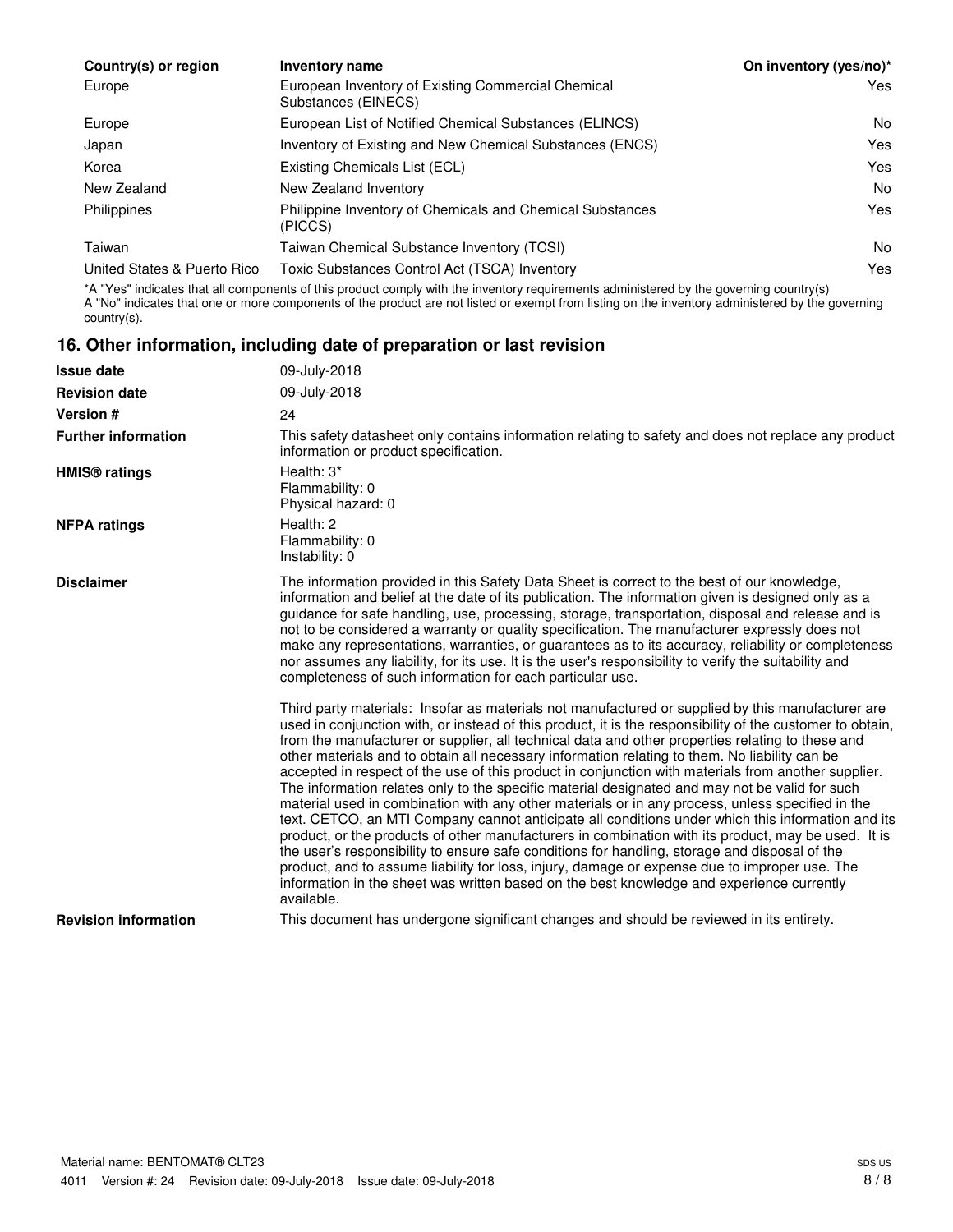| Country(s) or region | Inventory name | On inventory (yes/no)* |
| --- | --- | --- |
| Europe | European Inventory of Existing Commercial Chemical Substances (EINECS) | Yes |
| Europe | European List of Notified Chemical Substances (ELINCS) | No |
| Japan | Inventory of Existing and New Chemical Substances (ENCS) | Yes |
| Korea | Existing Chemicals List (ECL) | Yes |
| New Zealand | New Zealand Inventory | No |
| Philippines | Philippine Inventory of Chemicals and Chemical Substances (PICCS) | Yes |
| Taiwan | Taiwan Chemical Substance Inventory (TCSI) | No |
| United States & Puerto Rico | Toxic Substances Control Act (TSCA) Inventory | Yes |

*A "Yes" indicates that all components of this product comply with the inventory requirements administered by the governing country(s)
A "No" indicates that one or more components of the product are not listed or exempt from listing on the inventory administered by the governing country(s).

## 16. Other information, including date of preparation or last revision

**Issue date** 09-July-2018

**Revision date** 09-July-2018

**Version #** 24

**Further information** This safety datasheet only contains information relating to safety and does not replace any product information or product specification.

**HMIS® ratings**
Health: 3*
Flammability: 0
Physical hazard: 0

**NFPA ratings**
Health: 2
Flammability: 0
Instability: 0

**Disclaimer** The information provided in this Safety Data Sheet is correct to the best of our knowledge, information and belief at the date of its publication. The information given is designed only as a guidance for safe handling, use, processing, storage, transportation, disposal and release and is not to be considered a warranty or quality specification. The manufacturer expressly does not make any representations, warranties, or guarantees as to its accuracy, reliability or completeness nor assumes any liability, for its use. It is the user's responsibility to verify the suitability and completeness of such information for each particular use.

Third party materials: Insofar as materials not manufactured or supplied by this manufacturer are used in conjunction with, or instead of this product, it is the responsibility of the customer to obtain, from the manufacturer or supplier, all technical data and other properties relating to these and other materials and to obtain all necessary information relating to them. No liability can be accepted in respect of the use of this product in conjunction with materials from another supplier. The information relates only to the specific material designated and may not be valid for such material used in combination with any other materials or in any process, unless specified in the text. CETCO, an MTI Company cannot anticipate all conditions under which this information and its product, or the products of other manufacturers in combination with its product, may be used. It is the user's responsibility to ensure safe conditions for handling, storage and disposal of the product, and to assume liability for loss, injury, damage or expense due to improper use. The information in the sheet was written based on the best knowledge and experience currently available.

**Revision information** This document has undergone significant changes and should be reviewed in its entirety.